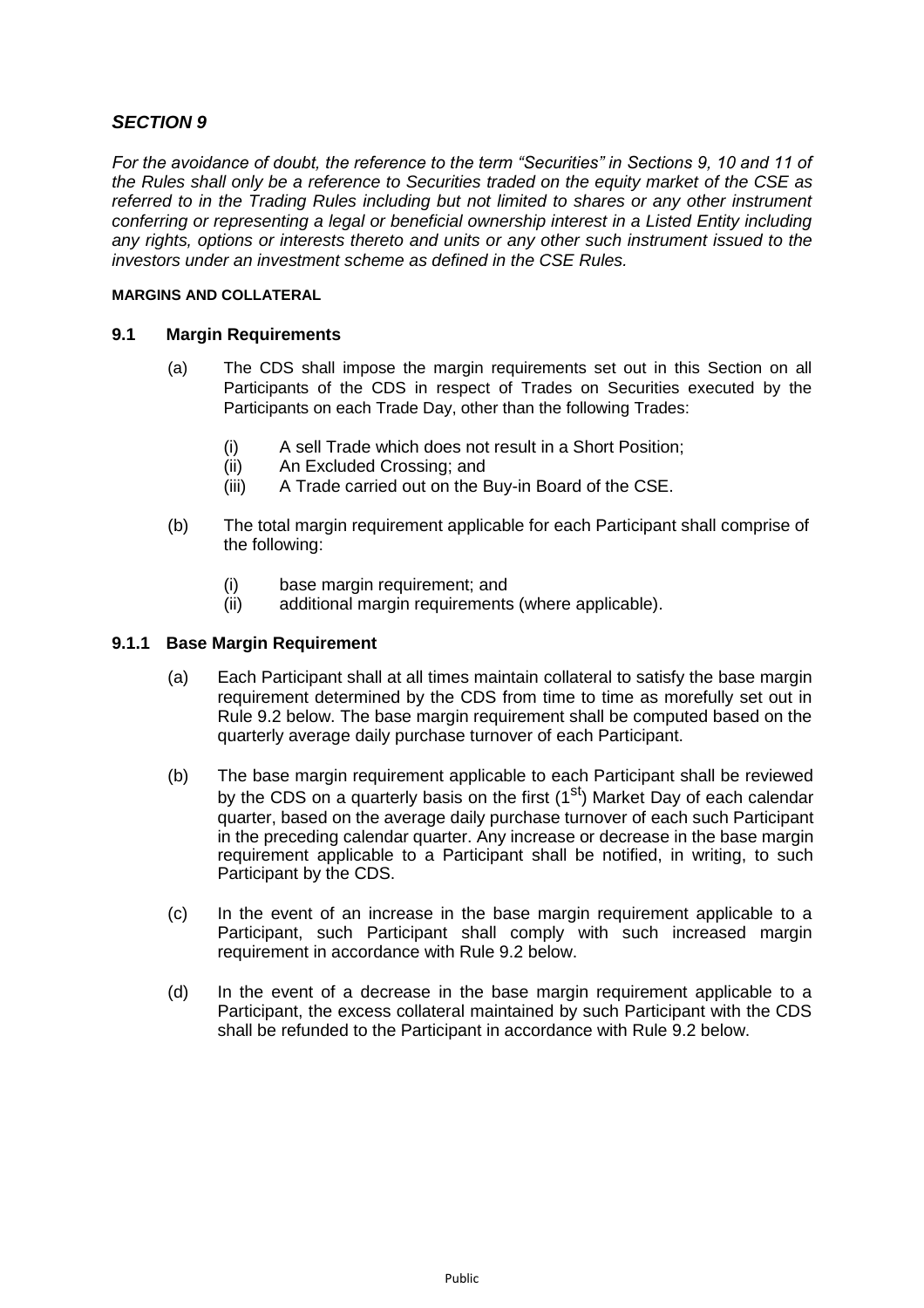## *SECTION 9*

*For the avoidance of doubt, the reference to the term "Securities" in Sections 9, 10 and 11 of the Rules shall only be a reference to Securities traded on the equity market of the CSE as referred to in the Trading Rules including but not limited to shares or any other instrument conferring or representing a legal or beneficial ownership interest in a Listed Entity including any rights, options or interests thereto and units or any other such instrument issued to the investors under an investment scheme as defined in the CSE Rules.*

**MARGINS AND COLLATERAL**

### 9.1 Margin Requirements

(a) The CDS shall impose the margin requirements set out in this Section on all Participants of the CDS in respect of Trades on Securities executed by the Participants on each Trade Day, other than the following Trades:

  (i) A sell Trade which does not result in a Short Position;
  (ii) An Excluded Crossing; and
  (iii) A Trade carried out on the Buy-in Board of the CSE.

(b) The total margin requirement applicable for each Participant shall comprise of the following:

  (i) base margin requirement; and
  (ii) additional margin requirements (where applicable).

### 9.1.1 Base Margin Requirement

(a) Each Participant shall at all times maintain collateral to satisfy the base margin requirement determined by the CDS from time to time as morefully set out in Rule 9.2 below. The base margin requirement shall be computed based on the quarterly average daily purchase turnover of each Participant.

(b) The base margin requirement applicable to each Participant shall be reviewed by the CDS on a quarterly basis on the first (1st) Market Day of each calendar quarter, based on the average daily purchase turnover of each such Participant in the preceding calendar quarter. Any increase or decrease in the base margin requirement applicable to a Participant shall be notified, in writing, to such Participant by the CDS.

(c) In the event of an increase in the base margin requirement applicable to a Participant, such Participant shall comply with such increased margin requirement in accordance with Rule 9.2 below.

(d) In the event of a decrease in the base margin requirement applicable to a Participant, the excess collateral maintained by such Participant with the CDS shall be refunded to the Participant in accordance with Rule 9.2 below.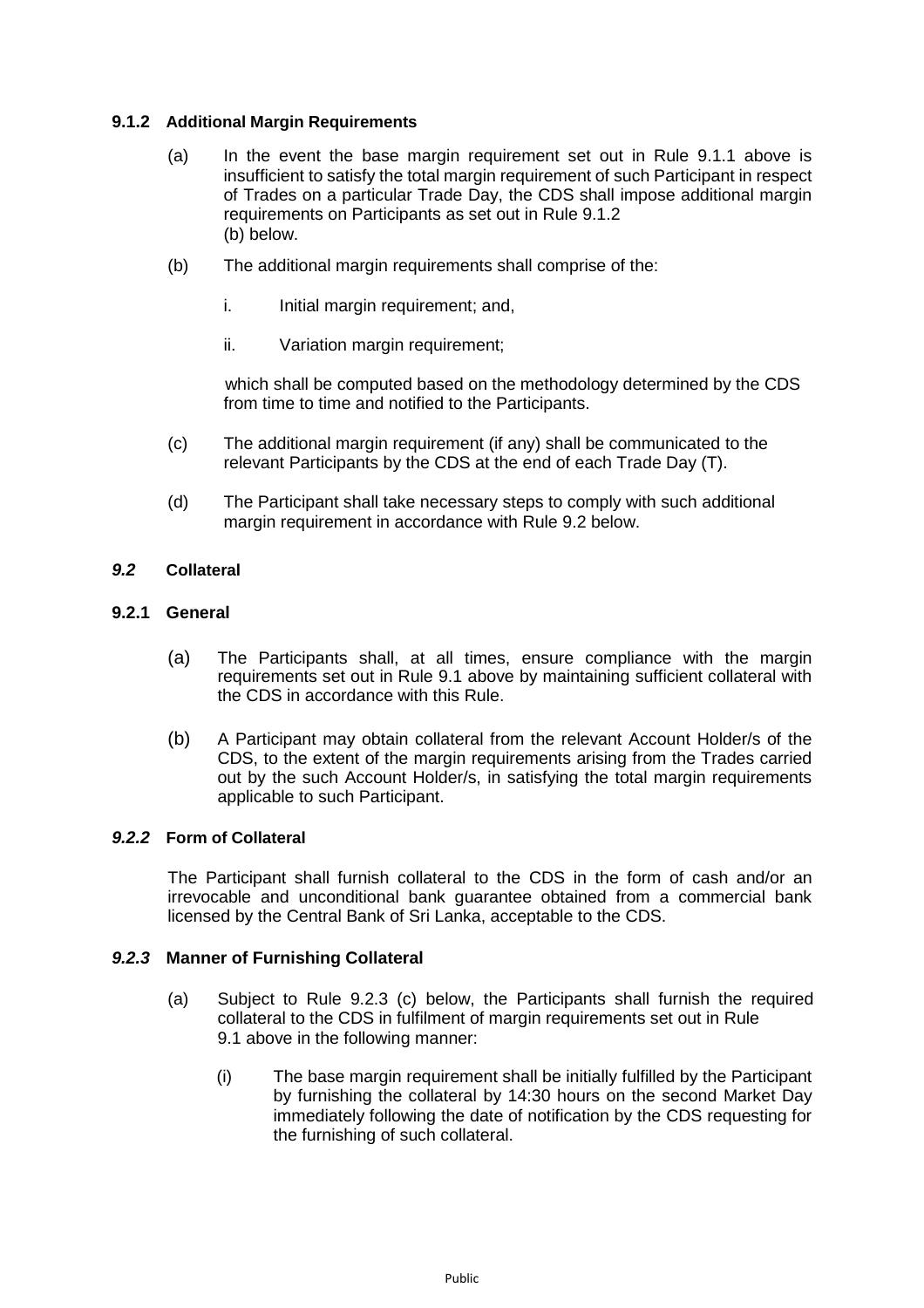### 9.1.2 Additional Margin Requirements

(a) In the event the base margin requirement set out in Rule 9.1.1 above is insufficient to satisfy the total margin requirement of such Participant in respect of Trades on a particular Trade Day, the CDS shall impose additional margin requirements on Participants as set out in Rule 9.1.2 (b) below.

(b) The additional margin requirements shall comprise of the:

i. Initial margin requirement; and,

ii. Variation margin requirement;

which shall be computed based on the methodology determined by the CDS from time to time and notified to the Participants.

(c) The additional margin requirement (if any) shall be communicated to the relevant Participants by the CDS at the end of each Trade Day (T).

(d) The Participant shall take necessary steps to comply with such additional margin requirement in accordance with Rule 9.2 below.

## *9.2* Collateral

### 9.2.1 General

(a) The Participants shall, at all times, ensure compliance with the margin requirements set out in Rule 9.1 above by maintaining sufficient collateral with the CDS in accordance with this Rule.

(b) A Participant may obtain collateral from the relevant Account Holder/s of the CDS, to the extent of the margin requirements arising from the Trades carried out by the such Account Holder/s, in satisfying the total margin requirements applicable to such Participant.

### *9.2.2* Form of Collateral

The Participant shall furnish collateral to the CDS in the form of cash and/or an irrevocable and unconditional bank guarantee obtained from a commercial bank licensed by the Central Bank of Sri Lanka, acceptable to the CDS.

### *9.2.3* Manner of Furnishing Collateral

(a) Subject to Rule 9.2.3 (c) below, the Participants shall furnish the required collateral to the CDS in fulfilment of margin requirements set out in Rule 9.1 above in the following manner:

(i) The base margin requirement shall be initially fulfilled by the Participant by furnishing the collateral by 14:30 hours on the second Market Day immediately following the date of notification by the CDS requesting for the furnishing of such collateral.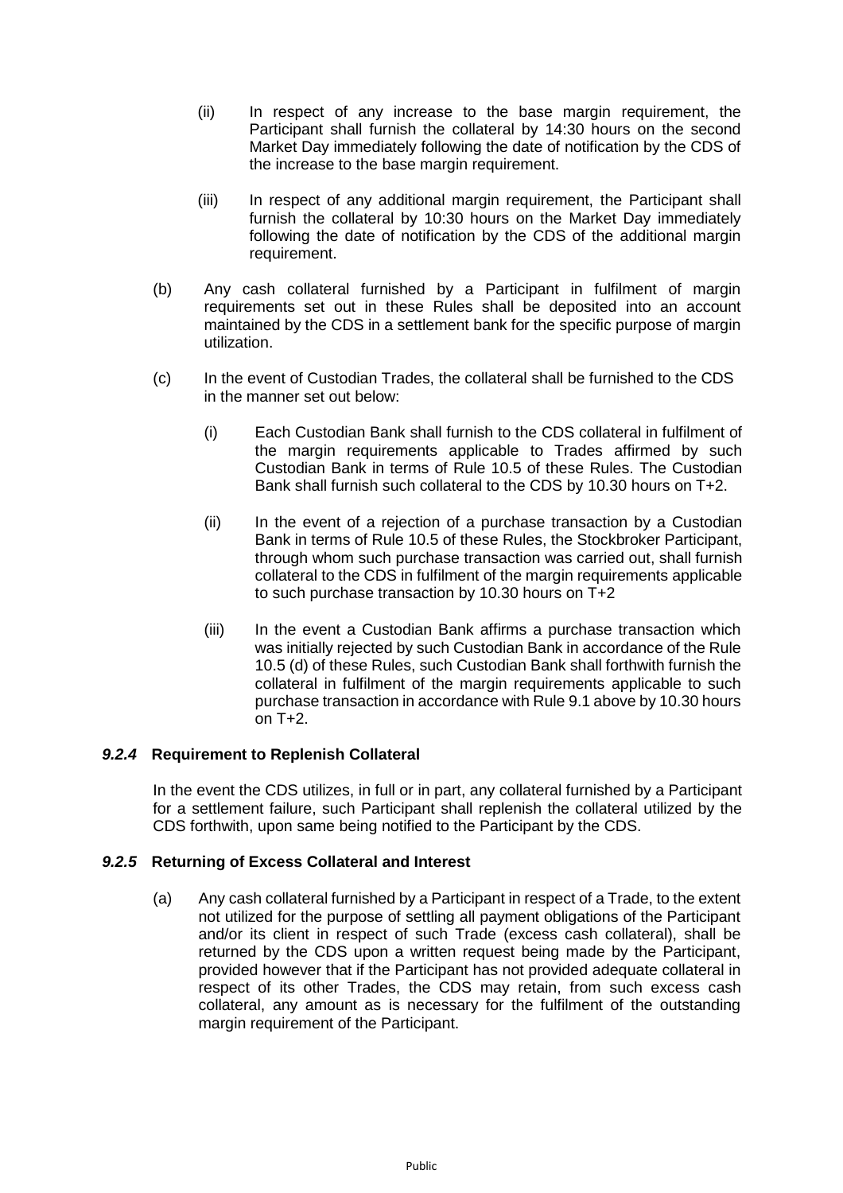(ii) In respect of any increase to the base margin requirement, the Participant shall furnish the collateral by 14:30 hours on the second Market Day immediately following the date of notification by the CDS of the increase to the base margin requirement.

(iii) In respect of any additional margin requirement, the Participant shall furnish the collateral by 10:30 hours on the Market Day immediately following the date of notification by the CDS of the additional margin requirement.

(b) Any cash collateral furnished by a Participant in fulfilment of margin requirements set out in these Rules shall be deposited into an account maintained by the CDS in a settlement bank for the specific purpose of margin utilization.

(c) In the event of Custodian Trades, the collateral shall be furnished to the CDS in the manner set out below:

(i) Each Custodian Bank shall furnish to the CDS collateral in fulfilment of the margin requirements applicable to Trades affirmed by such Custodian Bank in terms of Rule 10.5 of these Rules. The Custodian Bank shall furnish such collateral to the CDS by 10.30 hours on T+2.

(ii) In the event of a rejection of a purchase transaction by a Custodian Bank in terms of Rule 10.5 of these Rules, the Stockbroker Participant, through whom such purchase transaction was carried out, shall furnish collateral to the CDS in fulfilment of the margin requirements applicable to such purchase transaction by 10.30 hours on T+2

(iii) In the event a Custodian Bank affirms a purchase transaction which was initially rejected by such Custodian Bank in accordance of the Rule 10.5 (d) of these Rules, such Custodian Bank shall forthwith furnish the collateral in fulfilment of the margin requirements applicable to such purchase transaction in accordance with Rule 9.1 above by 10.30 hours on T+2.

#### ***9.2.4*** **Requirement to Replenish Collateral**

In the event the CDS utilizes, in full or in part, any collateral furnished by a Participant for a settlement failure, such Participant shall replenish the collateral utilized by the CDS forthwith, upon same being notified to the Participant by the CDS.

#### ***9.2.5*** **Returning of Excess Collateral and Interest**

(a) Any cash collateral furnished by a Participant in respect of a Trade, to the extent not utilized for the purpose of settling all payment obligations of the Participant and/or its client in respect of such Trade (excess cash collateral), shall be returned by the CDS upon a written request being made by the Participant, provided however that if the Participant has not provided adequate collateral in respect of its other Trades, the CDS may retain, from such excess cash collateral, any amount as is necessary for the fulfilment of the outstanding margin requirement of the Participant.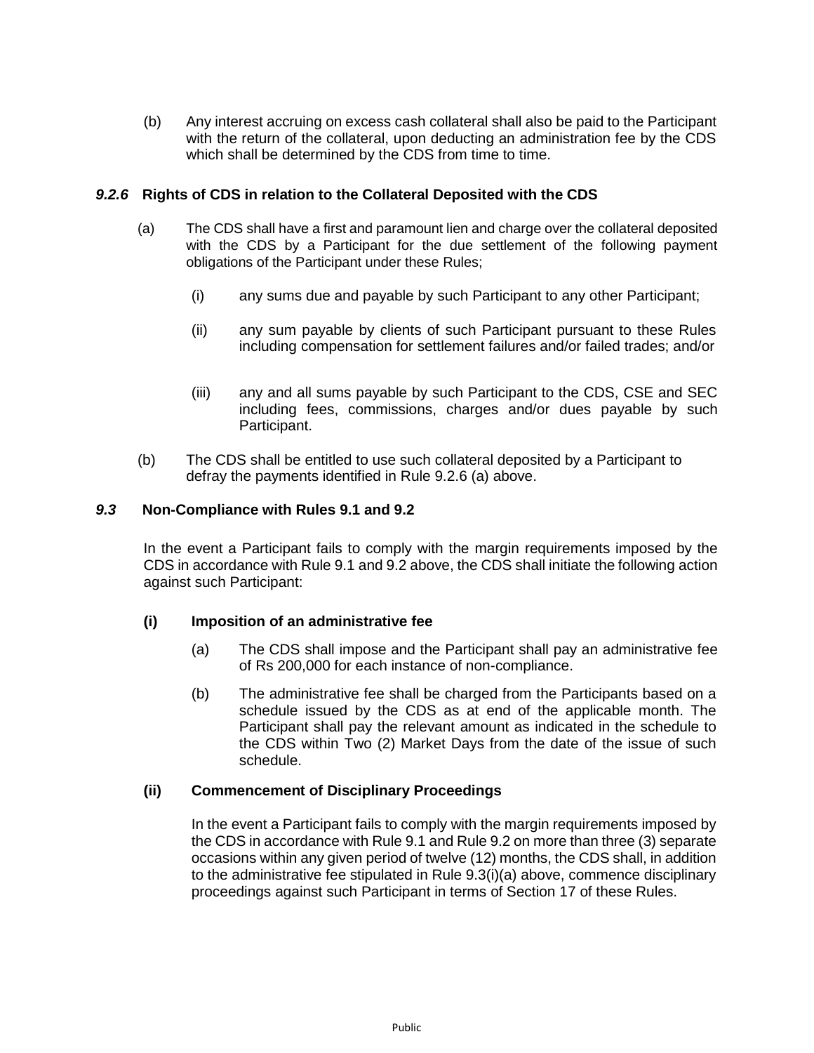(b) Any interest accruing on excess cash collateral shall also be paid to the Participant with the return of the collateral, upon deducting an administration fee by the CDS which shall be determined by the CDS from time to time.

### *9.2.6* Rights of CDS in relation to the Collateral Deposited with the CDS

(a) The CDS shall have a first and paramount lien and charge over the collateral deposited with the CDS by a Participant for the due settlement of the following payment obligations of the Participant under these Rules;

(i) any sums due and payable by such Participant to any other Participant;

(ii) any sum payable by clients of such Participant pursuant to these Rules including compensation for settlement failures and/or failed trades; and/or

(iii) any and all sums payable by such Participant to the CDS, CSE and SEC including fees, commissions, charges and/or dues payable by such Participant.

(b) The CDS shall be entitled to use such collateral deposited by a Participant to defray the payments identified in Rule 9.2.6 (a) above.

## *9.3* Non-Compliance with Rules 9.1 and 9.2

In the event a Participant fails to comply with the margin requirements imposed by the CDS in accordance with Rule 9.1 and 9.2 above, the CDS shall initiate the following action against such Participant:

**(i) Imposition of an administrative fee**

(a) The CDS shall impose and the Participant shall pay an administrative fee of Rs 200,000 for each instance of non-compliance.

(b) The administrative fee shall be charged from the Participants based on a schedule issued by the CDS as at end of the applicable month. The Participant shall pay the relevant amount as indicated in the schedule to the CDS within Two (2) Market Days from the date of the issue of such schedule.

**(ii) Commencement of Disciplinary Proceedings**

In the event a Participant fails to comply with the margin requirements imposed by the CDS in accordance with Rule 9.1 and Rule 9.2 on more than three (3) separate occasions within any given period of twelve (12) months, the CDS shall, in addition to the administrative fee stipulated in Rule 9.3(i)(a) above, commence disciplinary proceedings against such Participant in terms of Section 17 of these Rules.